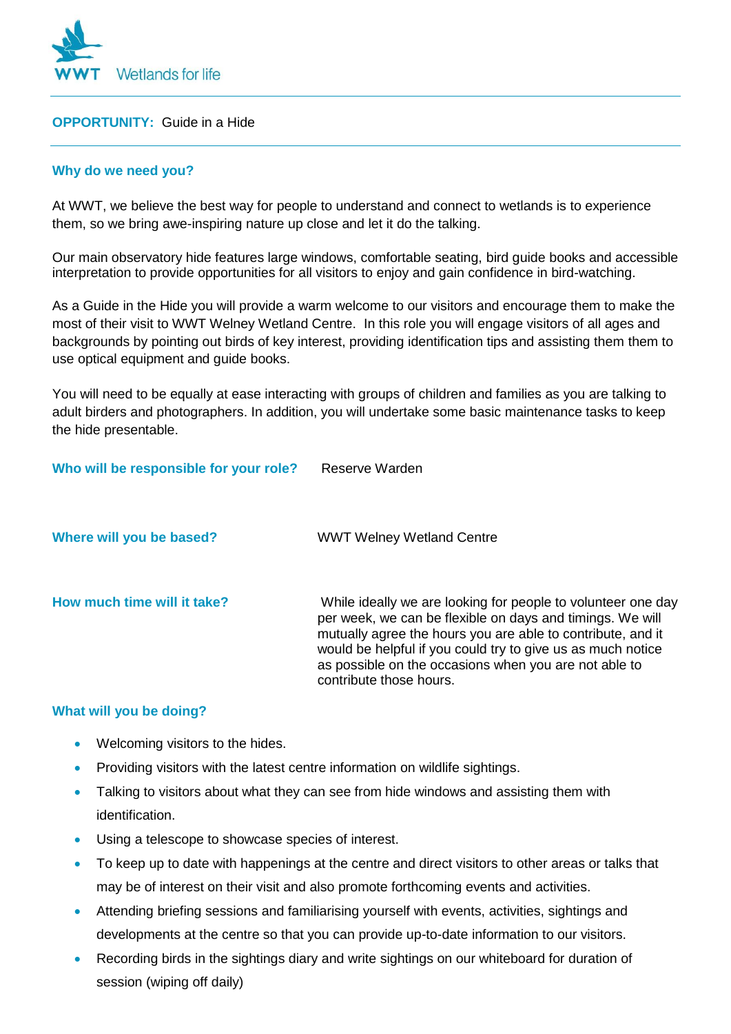WWT Wetlands for life

**OPPORTUNITY:** Guide in a Hide

## Why do we need you?

At WWT, we believe the best way for people to understand and connect to wetlands is to experience them, so we bring awe-inspiring nature up close and let it do the talking.

Our main observatory hide features large windows, comfortable seating, bird guide books and accessible interpretation to provide opportunities for all visitors to enjoy and gain confidence in bird-watching.

As a Guide in the Hide you will provide a warm welcome to our visitors and encourage them to make the most of their visit to WWT Welney Wetland Centre. In this role you will engage visitors of all ages and backgrounds by pointing out birds of key interest, providing identification tips and assisting them them to use optical equipment and guide books.

You will need to be equally at ease interacting with groups of children and families as you are talking to adult birders and photographers. In addition, you will undertake some basic maintenance tasks to keep the hide presentable.

**Who will be responsible for your role?** Reserve Warden

**Where will you be based?** WWT Welney Wetland Centre

**How much time will it take?** While ideally we are looking for people to volunteer one day per week, we can be flexible on days and timings. We will mutually agree the hours you are able to contribute, and it would be helpful if you could try to give us as much notice as possible on the occasions when you are not able to contribute those hours.

## What will you be doing?

- Welcoming visitors to the hides.
- Providing visitors with the latest centre information on wildlife sightings.
- Talking to visitors about what they can see from hide windows and assisting them with identification.
- Using a telescope to showcase species of interest.
- To keep up to date with happenings at the centre and direct visitors to other areas or talks that may be of interest on their visit and also promote forthcoming events and activities.
- Attending briefing sessions and familiarising yourself with events, activities, sightings and developments at the centre so that you can provide up-to-date information to our visitors.
- Recording birds in the sightings diary and write sightings on our whiteboard for duration of session (wiping off daily)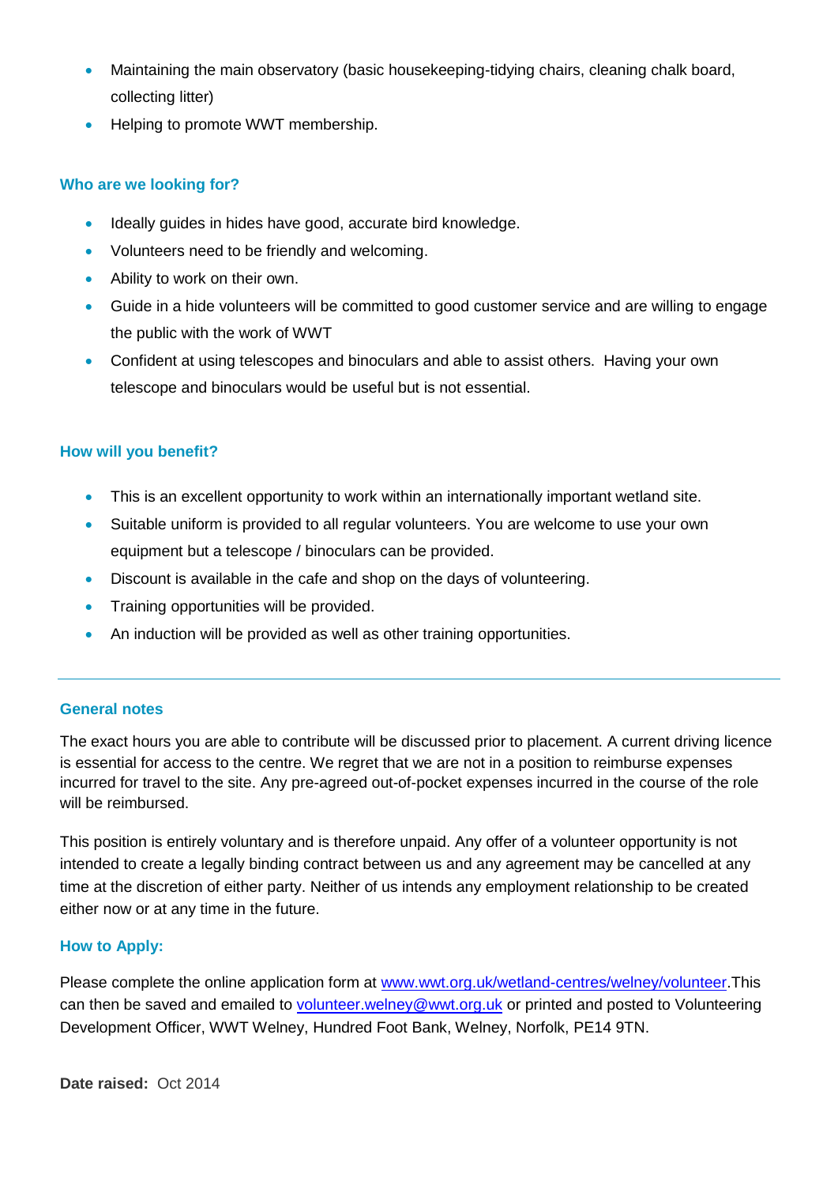- Maintaining the main observatory (basic housekeeping-tidying chairs, cleaning chalk board, collecting litter)
- Helping to promote WWT membership.

### Who are we looking for?

- Ideally guides in hides have good, accurate bird knowledge.
- Volunteers need to be friendly and welcoming.
- Ability to work on their own.
- Guide in a hide volunteers will be committed to good customer service and are willing to engage the public with the work of WWT
- Confident at using telescopes and binoculars and able to assist others. Having your own telescope and binoculars would be useful but is not essential.

### How will you benefit?

- This is an excellent opportunity to work within an internationally important wetland site.
- Suitable uniform is provided to all regular volunteers. You are welcome to use your own equipment but a telescope / binoculars can be provided.
- Discount is available in the cafe and shop on the days of volunteering.
- Training opportunities will be provided.
- An induction will be provided as well as other training opportunities.

---

### General notes

The exact hours you are able to contribute will be discussed prior to placement. A current driving licence is essential for access to the centre. We regret that we are not in a position to reimburse expenses incurred for travel to the site. Any pre-agreed out-of-pocket expenses incurred in the course of the role will be reimbursed.

This position is entirely voluntary and is therefore unpaid. Any offer of a volunteer opportunity is not intended to create a legally binding contract between us and any agreement may be cancelled at any time at the discretion of either party. Neither of us intends any employment relationship to be created either now or at any time in the future.

### How to Apply:

Please complete the online application form at [www.wwt.org.uk/wetland-centres/welney/volunteer](http://www.wwt.org.uk/wetland-centres/welney/volunteer).This can then be saved and emailed to [volunteer.welney@wwt.org.uk](mailto:volunteer.welney@wwt.org.uk) or printed and posted to Volunteering Development Officer, WWT Welney, Hundred Foot Bank, Welney, Norfolk, PE14 9TN.

**Date raised:** Oct 2014